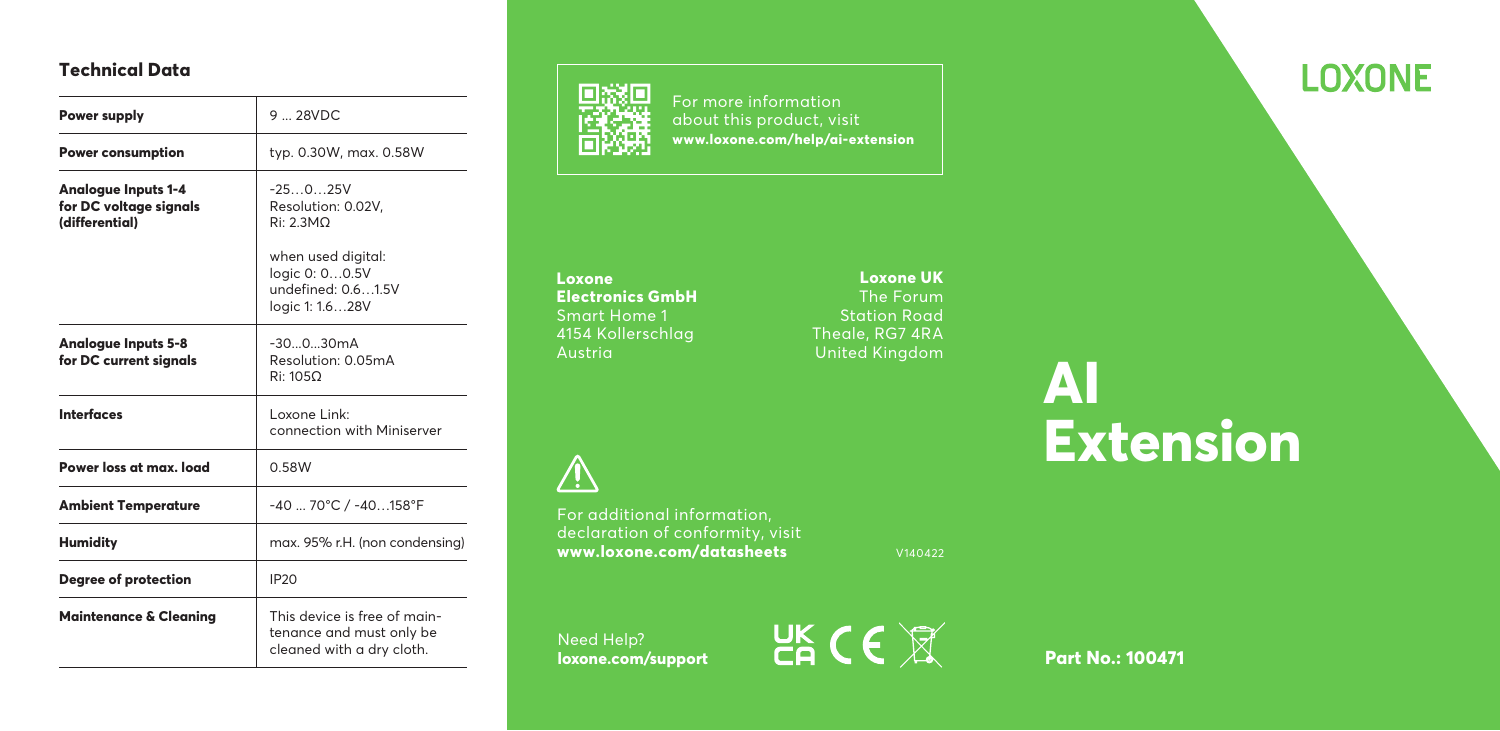## Technical Data

| | |
|---|---|
| **Power supply** | 9 ... 28VDC |
| **Power consumption** | typ. 0.30W, max. 0.58W |
| **Analogue Inputs 1-4 for DC voltage signals (differential)** | -25…0…25V<br>Resolution: 0.02V,<br>Ri: 2.3MΩ<br><br>when used digital:<br>logic 0: 0…0.5V<br>undefined: 0.6…1.5V<br>logic 1: 1.6…28V |
| **Analogue Inputs 5-8 for DC current signals** | -30...0...30mA<br>Resolution: 0.05mA<br>Ri: 105Ω |
| **Interfaces** | Loxone Link:<br>connection with Miniserver |
| **Power loss at max. load** | 0.58W |
| **Ambient Temperature** | -40 ... 70°C / -40…158°F |
| **Humidity** | max. 95% r.H. (non condensing) |
| **Degree of protection** | IP20 |
| **Maintenance & Cleaning** | This device is free of maintenance and must only be cleaned with a dry cloth. |

For more information about this product, visit **www.loxone.com/help/ai-extension**

**Loxone Electronics GmbH**
Smart Home 1
4154 Kollerschlag
Austria

**Loxone UK**
The Forum
Station Road
Theale, RG7 4RA
United Kingdom

For additional information, declaration of conformity, visit **www.loxone.com/datasheets**

V140422

Need Help?
**loxone.com/support**

# LOXONE

# AI Extension

**Part No.: 100471**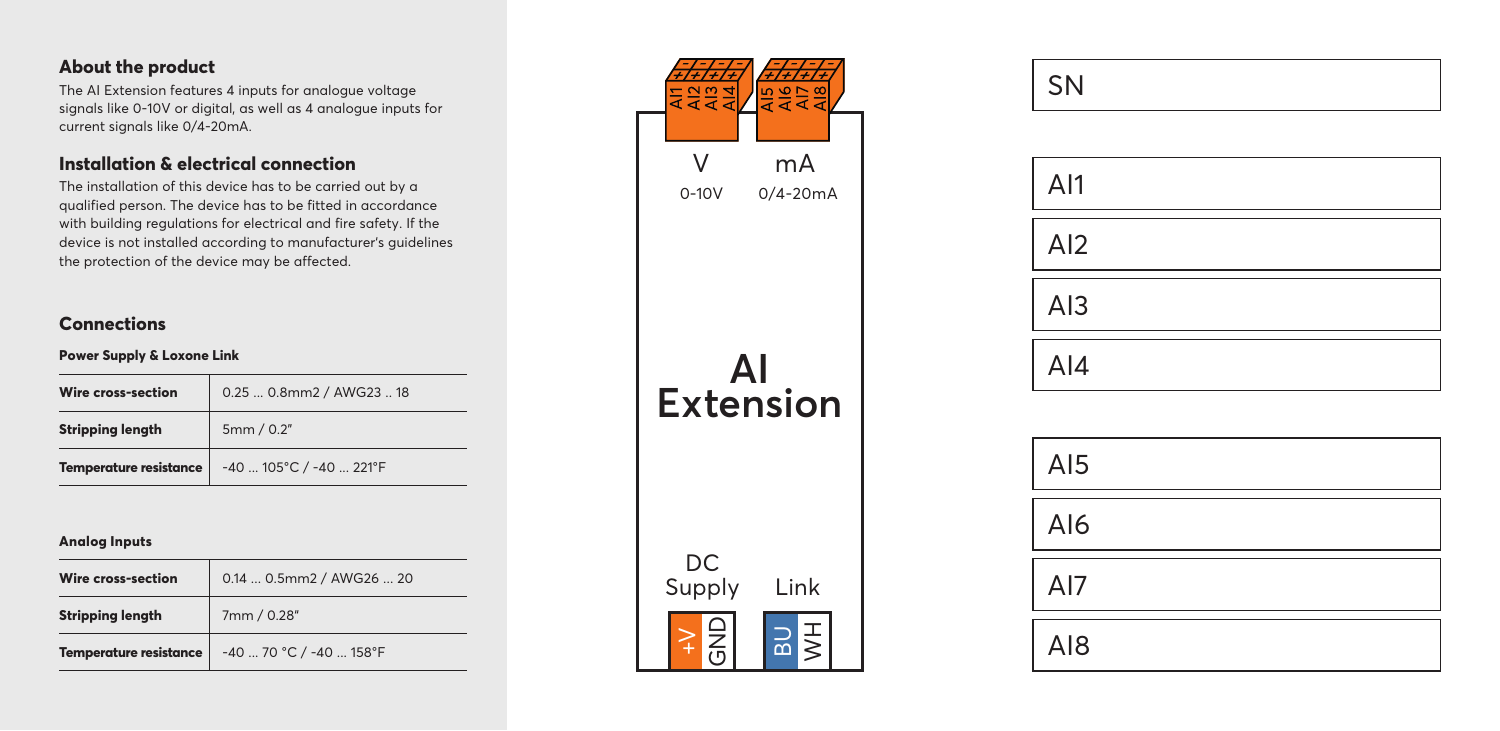## About the product

The AI Extension features 4 inputs for analogue voltage signals like 0-10V or digital, as well as 4 analogue inputs for current signals like 0/4-20mA.

## Installation & electrical connection

The installation of this device has to be carried out by a qualified person. The device has to be fitted in accordance with building regulations for electrical and fire safety. If the device is not installed according to manufacturer's guidelines the protection of the device may be affected.

## Connections

#### Power Supply & Loxone Link

| | |
|---|---|
| **Wire cross-section** | 0.25 ... 0.8mm2 / AWG23 .. 18 |
| **Stripping length** | 5mm / 0.2" |
| **Temperature resistance** | -40 ... 105°C / -40 ... 221°F |

#### Analog Inputs

| | |
|---|---|
| **Wire cross-section** | 0.14 ... 0.5mm2 / AWG26 ... 20 |
| **Stripping length** | 7mm / 0.28" |
| **Temperature resistance** | -40 ... 70 °C / -40 ... 158°F |

AI1 AI2 AI3 AI4 AI5 AI6 AI7 AI8

V 0-10V

mA 0/4-20mA

**AI Extension**

DC Supply +V GND

Link BU WH

SN

AI1

AI2

AI3

AI4

AI5

AI6

AI7

AI8